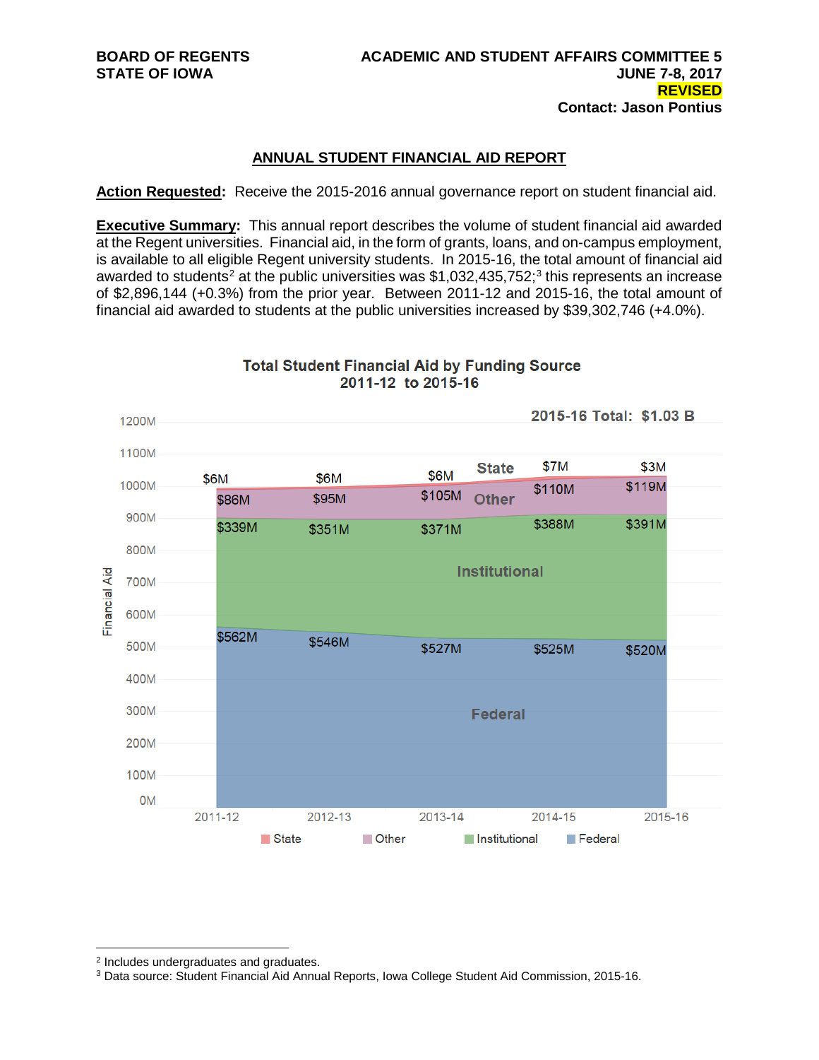BOARD OF REGENTS
STATE OF IOWA

ACADEMIC AND STUDENT AFFAIRS COMMITTEE 5
JUNE 7-8, 2017
REVISED
Contact: Jason Pontius

## ANNUAL STUDENT FINANCIAL AID REPORT

**Action Requested:** Receive the 2015-2016 annual governance report on student financial aid.

**Executive Summary:** This annual report describes the volume of student financial aid awarded at the Regent universities. Financial aid, in the form of grants, loans, and on-campus employment, is available to all eligible Regent university students. In 2015-16, the total amount of financial aid awarded to students[2] at the public universities was $1,032,435,752;[3] this represents an increase of $2,896,144 (+0.3%) from the prior year. Between 2011-12 and 2015-16, the total amount of financial aid awarded to students at the public universities increased by $39,302,746 (+4.0%).

**Total Student Financial Aid by Funding Source
2011-12 to 2015-16**

2015-16 Total: $1.03 B

| Funding Source | 2011-12 | 2012-13 | 2013-14 | 2014-15 | 2015-16 |
|---|---|---|---|---|---|
| State | $6M | $6M | $6M | $7M | $3M |
| Other | $86M | $95M | $105M | $110M | $119M |
| Institutional | $339M | $351M | $371M | $388M | $391M |
| Federal | $562M | $546M | $527M | $525M | $520M |

---

[2] Includes undergraduates and graduates.
[3] Data source: Student Financial Aid Annual Reports, Iowa College Student Aid Commission, 2015-16.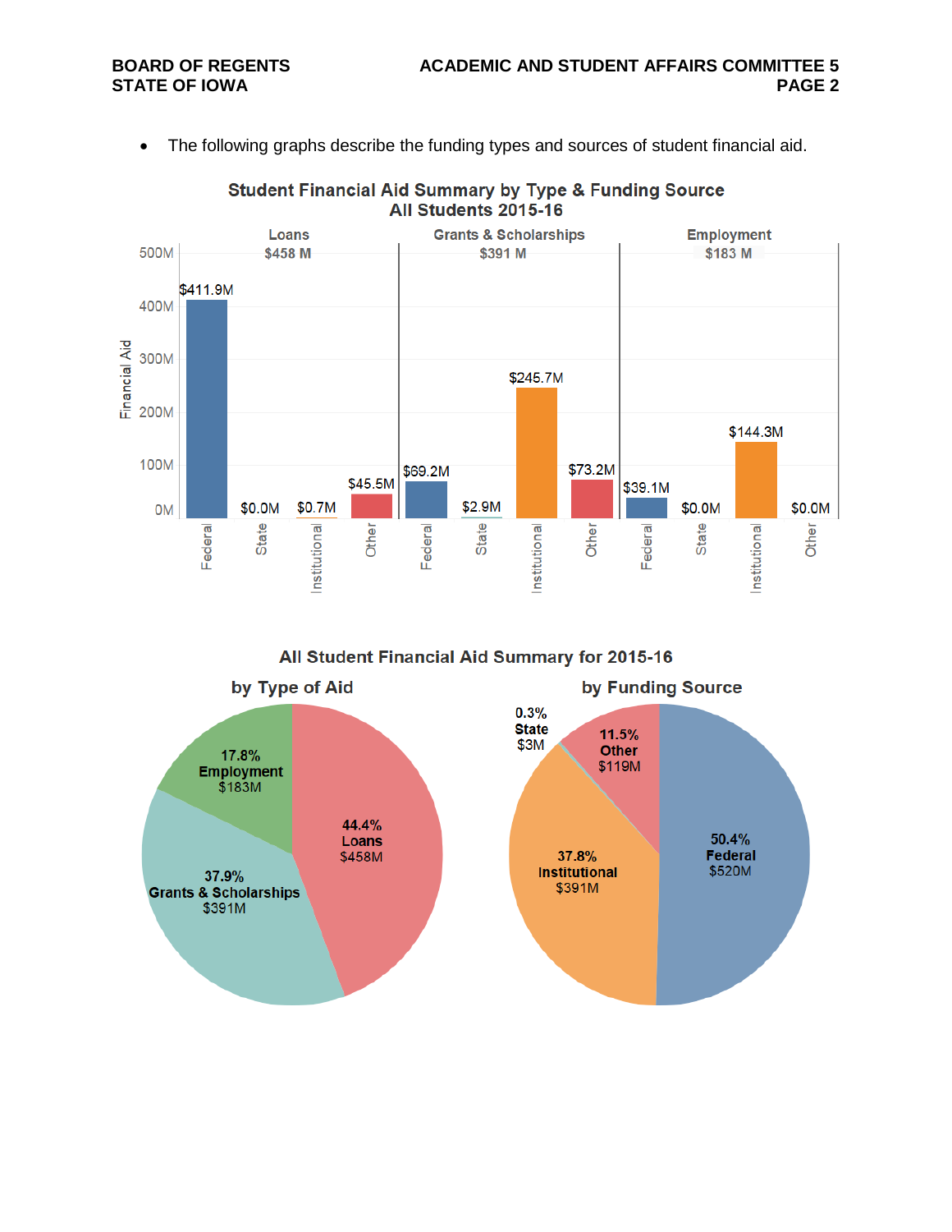- The following graphs describe the funding types and sources of student financial aid.

**Student Financial Aid Summary by Type & Funding Source**
**All Students 2015-16**

| Type | Federal | State | Institutional | Other |
|---|---|---|---|---|
| Loans ($458 M) | $411.9M | $0.0M | $0.7M | $45.5M |
| Grants & Scholarships ($391 M) | $69.2M | $2.9M | $245.7M | $73.2M |
| Employment ($183 M) | $39.1M | $0.0M | $144.3M | $0.0M |

**All Student Financial Aid Summary for 2015-16**

**by Type of Aid**

| Type of Aid | Percent | Amount |
|---|---|---|
| Loans | 44.4% | $458M |
| Grants & Scholarships | 37.9% | $391M |
| Employment | 17.8% | $183M |

**by Funding Source**

| Funding Source | Percent | Amount |
|---|---|---|
| Federal | 50.4% | $520M |
| Institutional | 37.8% | $391M |
| Other | 11.5% | $119M |
| State | 0.3% | $3M |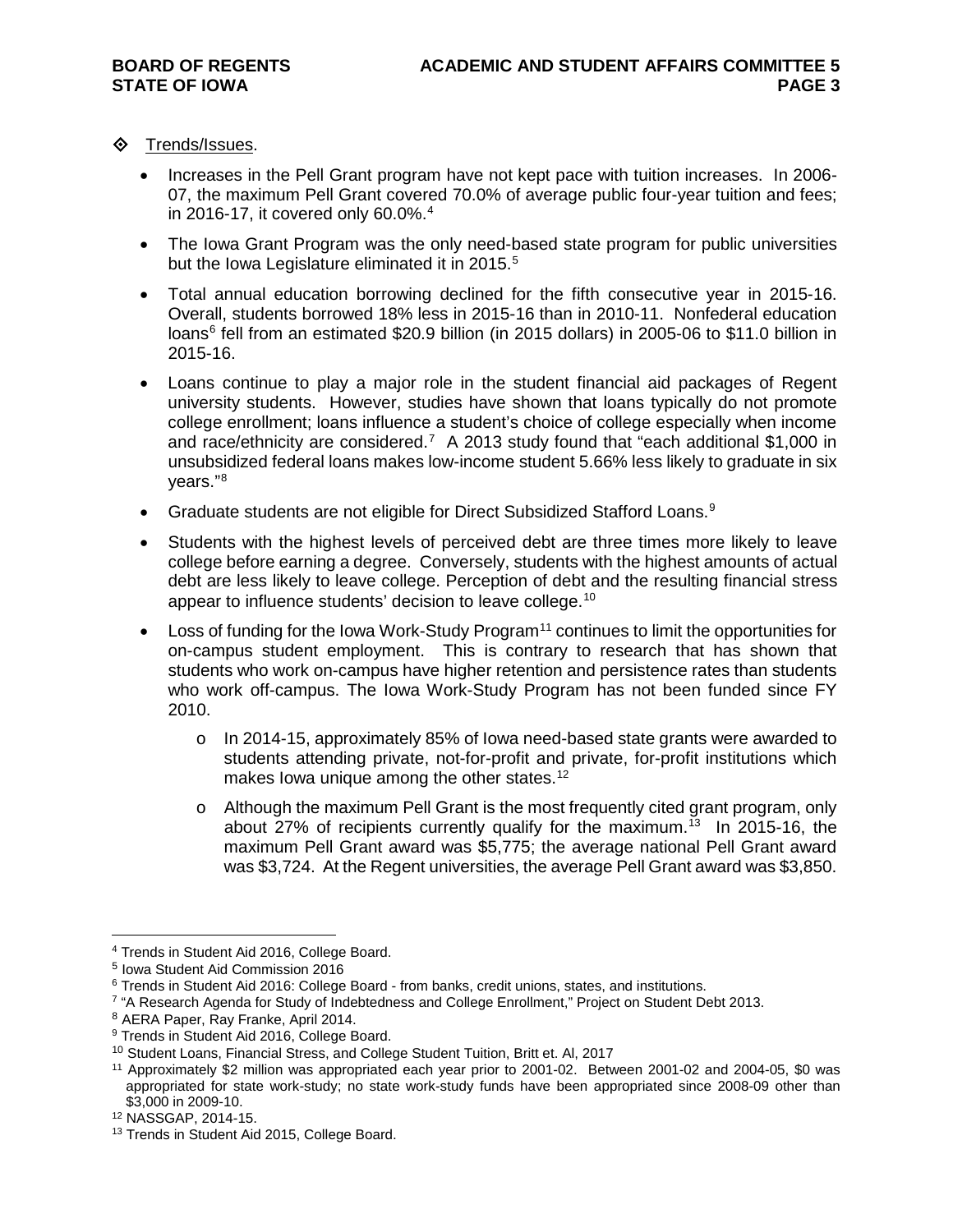- Trends/Issues.

  - Increases in the Pell Grant program have not kept pace with tuition increases. In 2006-07, the maximum Pell Grant covered 70.0% of average public four-year tuition and fees; in 2016-17, it covered only 60.0%.[4]

  - The Iowa Grant Program was the only need-based state program for public universities but the Iowa Legislature eliminated it in 2015.[5]

  - Total annual education borrowing declined for the fifth consecutive year in 2015-16. Overall, students borrowed 18% less in 2015-16 than in 2010-11. Nonfederal education loans[6] fell from an estimated $20.9 billion (in 2015 dollars) in 2005-06 to $11.0 billion in 2015-16.

  - Loans continue to play a major role in the student financial aid packages of Regent university students. However, studies have shown that loans typically do not promote college enrollment; loans influence a student's choice of college especially when income and race/ethnicity are considered.[7] A 2013 study found that "each additional $1,000 in unsubsidized federal loans makes low-income student 5.66% less likely to graduate in six years."[8]

  - Graduate students are not eligible for Direct Subsidized Stafford Loans.[9]

  - Students with the highest levels of perceived debt are three times more likely to leave college before earning a degree. Conversely, students with the highest amounts of actual debt are less likely to leave college. Perception of debt and the resulting financial stress appear to influence students' decision to leave college.[10]

  - Loss of funding for the Iowa Work-Study Program[11] continues to limit the opportunities for on-campus student employment. This is contrary to research that has shown that students who work on-campus have higher retention and persistence rates than students who work off-campus. The Iowa Work-Study Program has not been funded since FY 2010.

    - In 2014-15, approximately 85% of Iowa need-based state grants were awarded to students attending private, not-for-profit and private, for-profit institutions which makes Iowa unique among the other states.[12]

    - Although the maximum Pell Grant is the most frequently cited grant program, only about 27% of recipients currently qualify for the maximum.[13] In 2015-16, the maximum Pell Grant award was $5,775; the average national Pell Grant award was $3,724. At the Regent universities, the average Pell Grant award was $3,850.

---

[4] Trends in Student Aid 2016, College Board.

[5] Iowa Student Aid Commission 2016

[6] Trends in Student Aid 2016: College Board - from banks, credit unions, states, and institutions.

[7] "A Research Agenda for Study of Indebtedness and College Enrollment," Project on Student Debt 2013.

[8] AERA Paper, Ray Franke, April 2014.

[9] Trends in Student Aid 2016, College Board.

[10] Student Loans, Financial Stress, and College Student Tuition, Britt et. Al, 2017

[11] Approximately $2 million was appropriated each year prior to 2001-02. Between 2001-02 and 2004-05, $0 was appropriated for state work-study; no state work-study funds have been appropriated since 2008-09 other than $3,000 in 2009-10.

[12] NASSGAP, 2014-15.

[13] Trends in Student Aid 2015, College Board.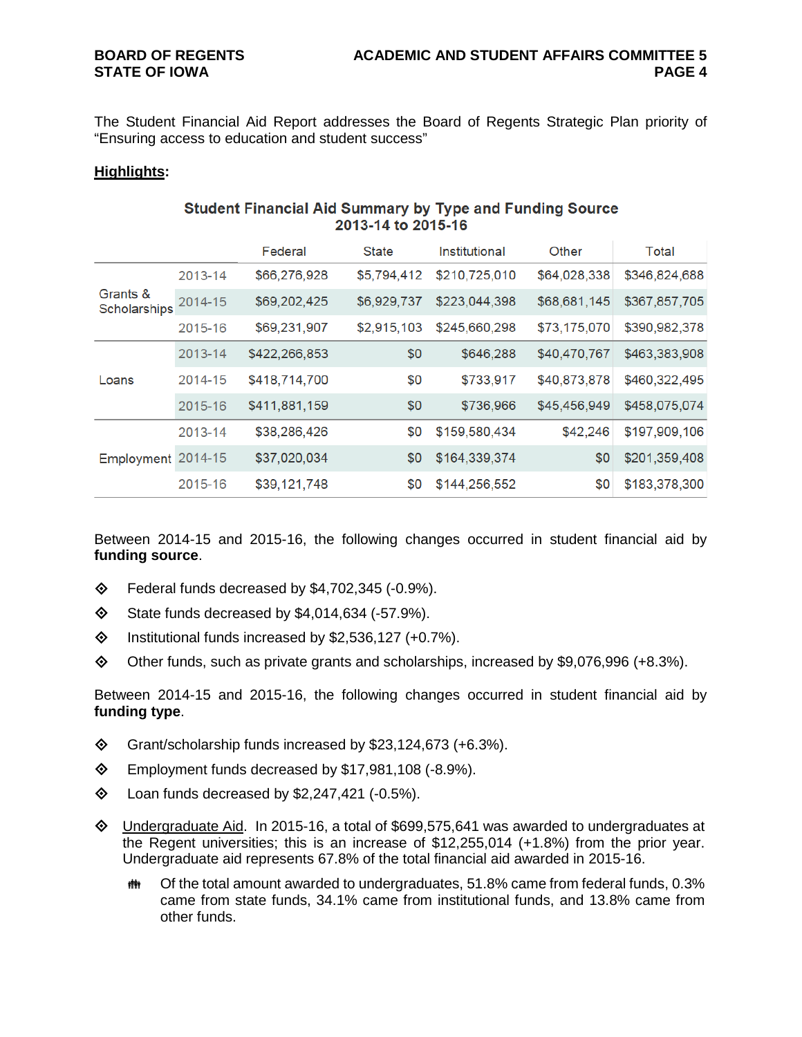The Student Financial Aid Report addresses the Board of Regents Strategic Plan priority of "Ensuring access to education and student success"

**Highlights:**

**Student Financial Aid Summary by Type and Funding Source**
**2013-14 to 2015-16**

| | | Federal | State | Institutional | Other | Total |
|---|---|---|---|---|---|---|
| Grants & Scholarships | 2013-14 | $66,276,928 | $5,794,412 | $210,725,010 | $64,028,338 | $346,824,688 |
| | 2014-15 | $69,202,425 | $6,929,737 | $223,044,398 | $68,681,145 | $367,857,705 |
| | 2015-16 | $69,231,907 | $2,915,103 | $245,660,298 | $73,175,070 | $390,982,378 |
| Loans | 2013-14 | $422,266,853 | $0 | $646,288 | $40,470,767 | $463,383,908 |
| | 2014-15 | $418,714,700 | $0 | $733,917 | $40,873,878 | $460,322,495 |
| | 2015-16 | $411,881,159 | $0 | $736,966 | $45,456,949 | $458,075,074 |
| Employment | 2013-14 | $38,286,426 | $0 | $159,580,434 | $42,246 | $197,909,106 |
| | 2014-15 | $37,020,034 | $0 | $164,339,374 | $0 | $201,359,408 |
| | 2015-16 | $39,121,748 | $0 | $144,256,552 | $0 | $183,378,300 |

Between 2014-15 and 2015-16, the following changes occurred in student financial aid by **funding source**.

- Federal funds decreased by $4,702,345 (-0.9%).
- State funds decreased by $4,014,634 (-57.9%).
- Institutional funds increased by $2,536,127 (+0.7%).
- Other funds, such as private grants and scholarships, increased by $9,076,996 (+8.3%).

Between 2014-15 and 2015-16, the following changes occurred in student financial aid by **funding type**.

- Grant/scholarship funds increased by $23,124,673 (+6.3%).
- Employment funds decreased by $17,981,108 (-8.9%).
- Loan funds decreased by $2,247,421 (-0.5%).

- Undergraduate Aid. In 2015-16, a total of $699,575,641 was awarded to undergraduates at the Regent universities; this is an increase of $12,255,014 (+1.8%) from the prior year. Undergraduate aid represents 67.8% of the total financial aid awarded in 2015-16.
  - Of the total amount awarded to undergraduates, 51.8% came from federal funds, 0.3% came from state funds, 34.1% came from institutional funds, and 13.8% came from other funds.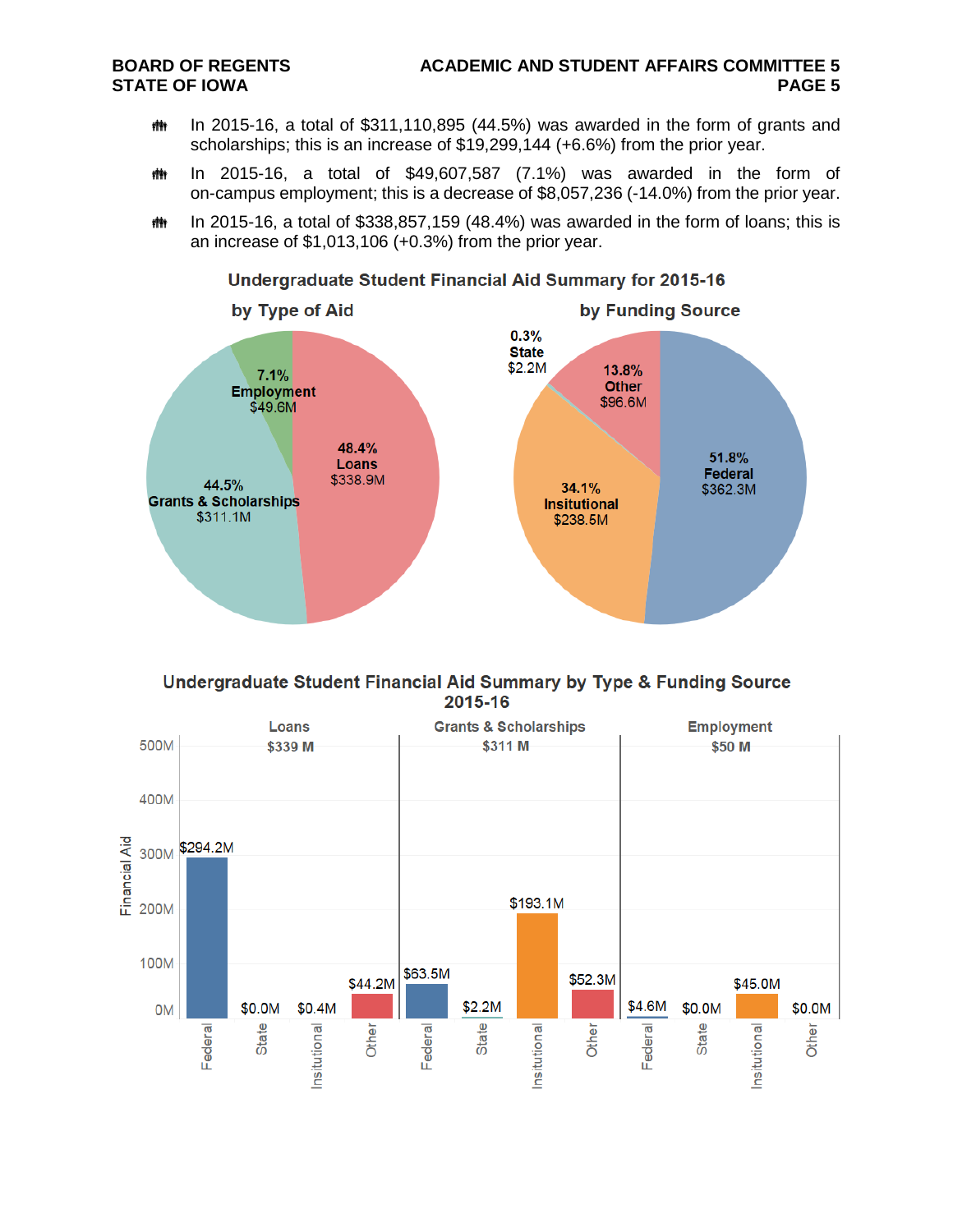- In 2015-16, a total of $311,110,895 (44.5%) was awarded in the form of grants and scholarships; this is an increase of $19,299,144 (+6.6%) from the prior year.
- In 2015-16, a total of $49,607,587 (7.1%) was awarded in the form of on-campus employment; this is a decrease of $8,057,236 (-14.0%) from the prior year.
- In 2015-16, a total of $338,857,159 (48.4%) was awarded in the form of loans; this is an increase of $1,013,106 (+0.3%) from the prior year.

**Undergraduate Student Financial Aid Summary for 2015-16**

**by Type of Aid**

| Type of Aid | Percent | Amount |
|---|---|---|
| Loans | 48.4% | $338.9M |
| Grants & Scholarships | 44.5% | $311.1M |
| Employment | 7.1% | $49.6M |

**by Funding Source**

| Funding Source | Percent | Amount |
|---|---|---|
| Federal | 51.8% | $362.3M |
| Insitutional | 34.1% | $238.5M |
| Other | 13.8% | $96.6M |
| State | 0.3% | $2.2M |

**Undergraduate Student Financial Aid Summary by Type & Funding Source 2015-16**

| Funding Source | Loans ($339 M) | Grants & Scholarships ($311 M) | Employment ($50 M) |
|---|---|---|---|
| Federal | $294.2M | $63.5M | $4.6M |
| State | $0.0M | $2.2M | $0.0M |
| Insitutional | $0.4M | $193.1M | $45.0M |
| Other | $44.2M | $52.3M | $0.0M |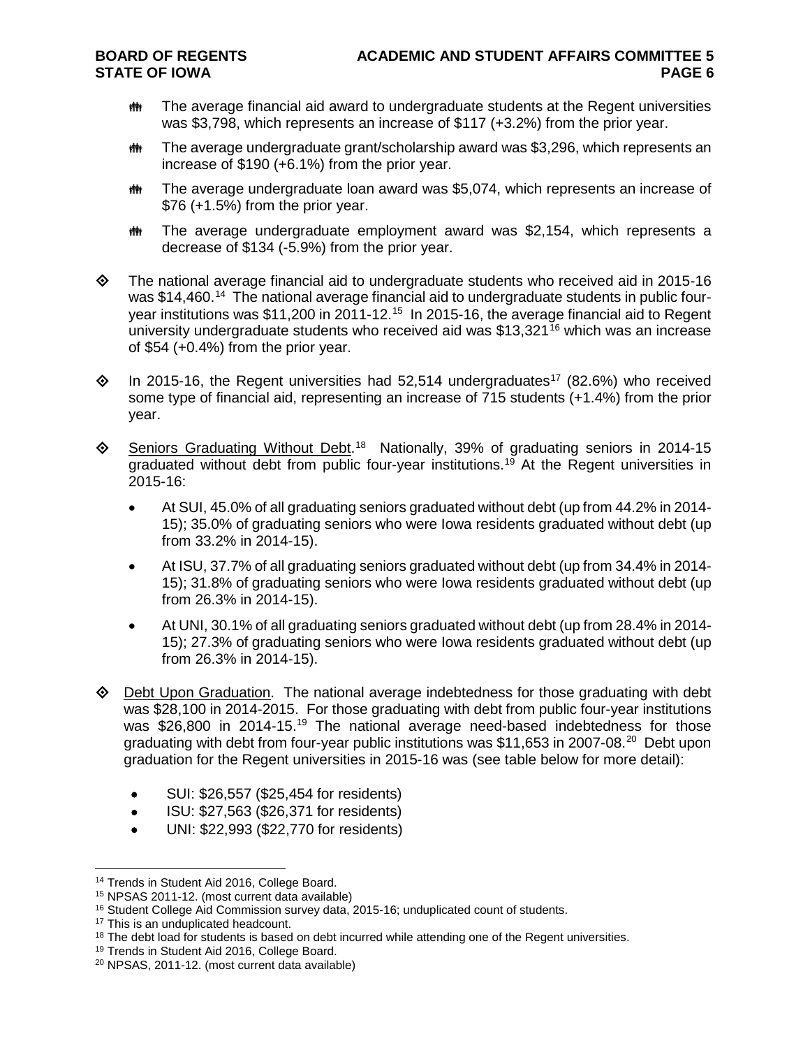- The average financial aid award to undergraduate students at the Regent universities was $3,798, which represents an increase of $117 (+3.2%) from the prior year.
- The average undergraduate grant/scholarship award was $3,296, which represents an increase of $190 (+6.1%) from the prior year.
- The average undergraduate loan award was $5,074, which represents an increase of $76 (+1.5%) from the prior year.
- The average undergraduate employment award was $2,154, which represents a decrease of $134 (-5.9%) from the prior year.

- The national average financial aid to undergraduate students who received aid in 2015-16 was $14,460.[14] The national average financial aid to undergraduate students in public four-year institutions was $11,200 in 2011-12.[15] In 2015-16, the average financial aid to Regent university undergraduate students who received aid was $13,321[16] which was an increase of $54 (+0.4%) from the prior year.

- In 2015-16, the Regent universities had 52,514 undergraduates[17] (82.6%) who received some type of financial aid, representing an increase of 715 students (+1.4%) from the prior year.

- Seniors Graduating Without Debt.[18] Nationally, 39% of graduating seniors in 2014-15 graduated without debt from public four-year institutions.[19] At the Regent universities in 2015-16:
  - At SUI, 45.0% of all graduating seniors graduated without debt (up from 44.2% in 2014-15); 35.0% of graduating seniors who were Iowa residents graduated without debt (up from 33.2% in 2014-15).
  - At ISU, 37.7% of all graduating seniors graduated without debt (up from 34.4% in 2014-15); 31.8% of graduating seniors who were Iowa residents graduated without debt (up from 26.3% in 2014-15).
  - At UNI, 30.1% of all graduating seniors graduated without debt (up from 28.4% in 2014-15); 27.3% of graduating seniors who were Iowa residents graduated without debt (up from 26.3% in 2014-15).

- Debt Upon Graduation. The national average indebtedness for those graduating with debt was $28,100 in 2014-2015. For those graduating with debt from public four-year institutions was $26,800 in 2014-15.[19] The national average need-based indebtedness for those graduating with debt from four-year public institutions was $11,653 in 2007-08.[20] Debt upon graduation for the Regent universities in 2015-16 was (see table below for more detail):
  - SUI: $26,557 ($25,454 for residents)
  - ISU: $27,563 ($26,371 for residents)
  - UNI: $22,993 ($22,770 for residents)

---

[14] Trends in Student Aid 2016, College Board.
[15] NPSAS 2011-12. (most current data available)
[16] Student College Aid Commission survey data, 2015-16; unduplicated count of students.
[17] This is an unduplicated headcount.
[18] The debt load for students is based on debt incurred while attending one of the Regent universities.
[19] Trends in Student Aid 2016, College Board.
[20] NPSAS, 2011-12. (most current data available)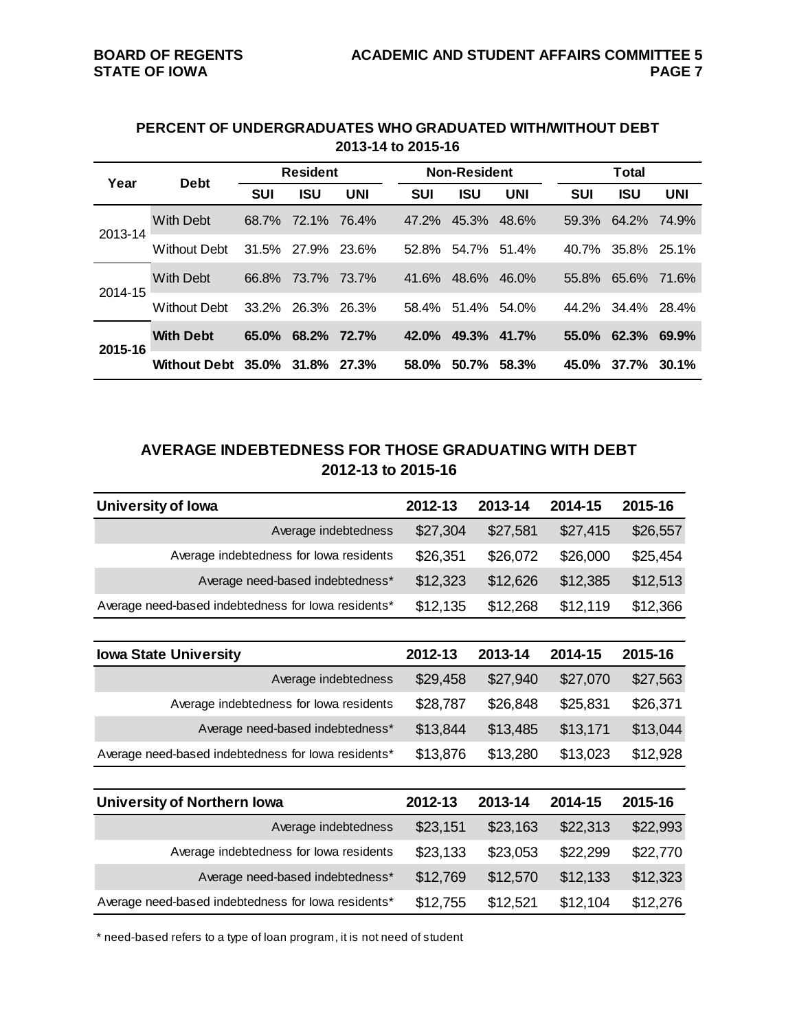## PERCENT OF UNDERGRADUATES WHO GRADUATED WITH/WITHOUT DEBT
### 2013-14 to 2015-16

| Year | Debt | Resident | | | Non-Resident | | | Total | | |
|---|---|---|---|---|---|---|---|---|---|---|
| | | SUI | ISU | UNI | SUI | ISU | UNI | SUI | ISU | UNI |
| 2013-14 | With Debt | 68.7% | 72.1% | 76.4% | 47.2% | 45.3% | 48.6% | 59.3% | 64.2% | 74.9% |
| | Without Debt | 31.5% | 27.9% | 23.6% | 52.8% | 54.7% | 51.4% | 40.7% | 35.8% | 25.1% |
| 2014-15 | With Debt | 66.8% | 73.7% | 73.7% | 41.6% | 48.6% | 46.0% | 55.8% | 65.6% | 71.6% |
| | Without Debt | 33.2% | 26.3% | 26.3% | 58.4% | 51.4% | 54.0% | 44.2% | 34.4% | 28.4% |
| **2015-16** | **With Debt** | **65.0%** | **68.2%** | **72.7%** | **42.0%** | **49.3%** | **41.7%** | **55.0%** | **62.3%** | **69.9%** |
| | **Without Debt** | **35.0%** | **31.8%** | **27.3%** | **58.0%** | **50.7%** | **58.3%** | **45.0%** | **37.7%** | **30.1%** |

## AVERAGE INDEBTEDNESS FOR THOSE GRADUATING WITH DEBT
### 2012-13 to 2015-16

| University of Iowa | 2012-13 | 2013-14 | 2014-15 | 2015-16 |
|---|---|---|---|---|
| Average indebtedness | $27,304 | $27,581 | $27,415 | $26,557 |
| Average indebtedness for Iowa residents | $26,351 | $26,072 | $26,000 | $25,454 |
| Average need-based indebtedness* | $12,323 | $12,626 | $12,385 | $12,513 |
| Average need-based indebtedness for Iowa residents* | $12,135 | $12,268 | $12,119 | $12,366 |

| Iowa State University | 2012-13 | 2013-14 | 2014-15 | 2015-16 |
|---|---|---|---|---|
| Average indebtedness | $29,458 | $27,940 | $27,070 | $27,563 |
| Average indebtedness for Iowa residents | $28,787 | $26,848 | $25,831 | $26,371 |
| Average need-based indebtedness* | $13,844 | $13,485 | $13,171 | $13,044 |
| Average need-based indebtedness for Iowa residents* | $13,876 | $13,280 | $13,023 | $12,928 |

| University of Northern Iowa | 2012-13 | 2013-14 | 2014-15 | 2015-16 |
|---|---|---|---|---|
| Average indebtedness | $23,151 | $23,163 | $22,313 | $22,993 |
| Average indebtedness for Iowa residents | $23,133 | $23,053 | $22,299 | $22,770 |
| Average need-based indebtedness* | $12,769 | $12,570 | $12,133 | $12,323 |
| Average need-based indebtedness for Iowa residents* | $12,755 | $12,521 | $12,104 | $12,276 |

* need-based refers to a type of loan program, it is not need of student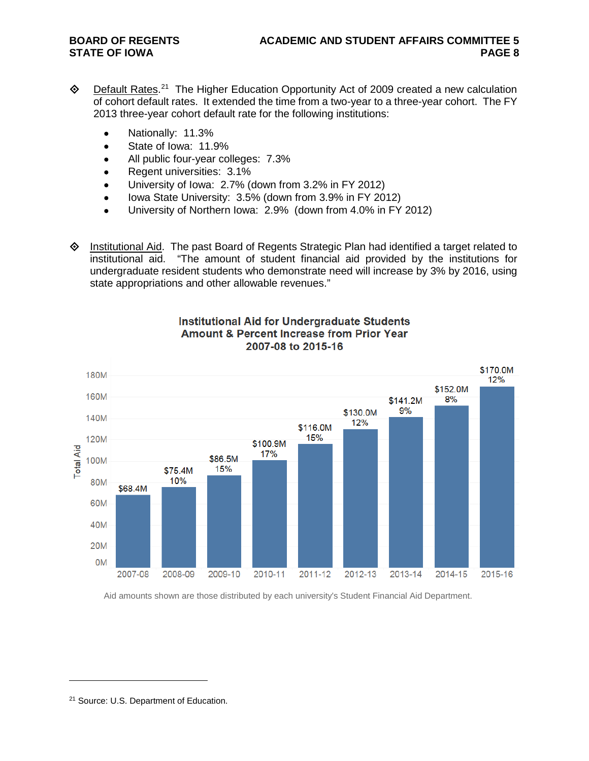- Default Rates.[21] The Higher Education Opportunity Act of 2009 created a new calculation of cohort default rates. It extended the time from a two-year to a three-year cohort. The FY 2013 three-year cohort default rate for the following institutions:
  - Nationally: 11.3%
  - State of Iowa: 11.9%
  - All public four-year colleges: 7.3%
  - Regent universities: 3.1%
  - University of Iowa: 2.7% (down from 3.2% in FY 2012)
  - Iowa State University: 3.5% (down from 3.9% in FY 2012)
  - University of Northern Iowa: 2.9% (down from 4.0% in FY 2012)

- Institutional Aid. The past Board of Regents Strategic Plan had identified a target related to institutional aid. "The amount of student financial aid provided by the institutions for undergraduate resident students who demonstrate need will increase by 3% by 2016, using state appropriations and other allowable revenues."

**Institutional Aid for Undergraduate Students**
**Amount & Percent Increase from Prior Year**
**2007-08 to 2015-16**

| Year | Total Aid | % Increase from Prior Year |
|---|---|---|
| 2007-08 | $68.4M | |
| 2008-09 | $75.4M | 10% |
| 2009-10 | $86.5M | 15% |
| 2010-11 | $100.9M | 17% |
| 2011-12 | $116.0M | 15% |
| 2012-13 | $130.0M | 12% |
| 2013-14 | $141.2M | 9% |
| 2014-15 | $152.0M | 8% |
| 2015-16 | $170.0M | 12% |

Aid amounts shown are those distributed by each university's Student Financial Aid Department.

[21] Source: U.S. Department of Education.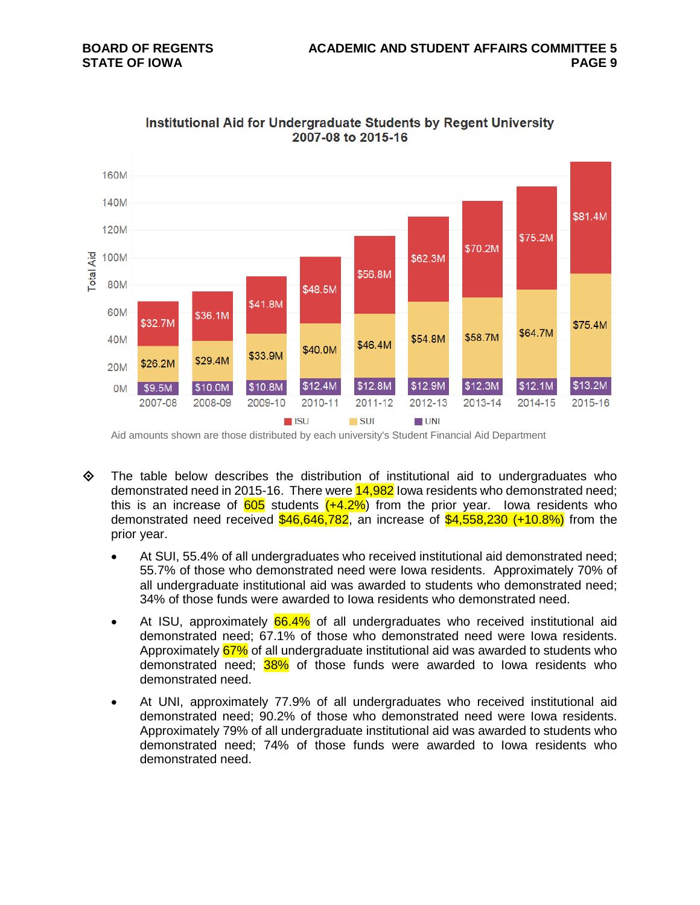**Institutional Aid for Undergraduate Students by Regent University 2007-08 to 2015-16**

| Year | ISU | SUI | UNI |
|---|---|---|---|
| 2007-08 | $32.7M | $26.2M | $9.5M |
| 2008-09 | $36.1M | $29.4M | $10.0M |
| 2009-10 | $41.8M | $33.9M | $10.8M |
| 2010-11 | $48.5M | $40.0M | $12.4M |
| 2011-12 | $56.8M | $46.4M | $12.8M |
| 2012-13 | $62.3M | $54.8M | $12.9M |
| 2013-14 | $70.2M | $58.7M | $12.3M |
| 2014-15 | $75.2M | $64.7M | $12.1M |
| 2015-16 | $81.4M | $75.4M | $13.2M |

Aid amounts shown are those distributed by each university's Student Financial Aid Department

- The table below describes the distribution of institutional aid to undergraduates who demonstrated need in 2015-16. There were 14,982 Iowa residents who demonstrated need; this is an increase of 605 students (+4.2%) from the prior year. Iowa residents who demonstrated need received $46,646,782, an increase of $4,558,230 (+10.8%) from the prior year.
  - At SUI, 55.4% of all undergraduates who received institutional aid demonstrated need; 55.7% of those who demonstrated need were Iowa residents. Approximately 70% of all undergraduate institutional aid was awarded to students who demonstrated need; 34% of those funds were awarded to Iowa residents who demonstrated need.
  - At ISU, approximately 66.4% of all undergraduates who received institutional aid demonstrated need; 67.1% of those who demonstrated need were Iowa residents. Approximately 67% of all undergraduate institutional aid was awarded to students who demonstrated need; 38% of those funds were awarded to Iowa residents who demonstrated need.
  - At UNI, approximately 77.9% of all undergraduates who received institutional aid demonstrated need; 90.2% of those who demonstrated need were Iowa residents. Approximately 79% of all undergraduate institutional aid was awarded to students who demonstrated need; 74% of those funds were awarded to Iowa residents who demonstrated need.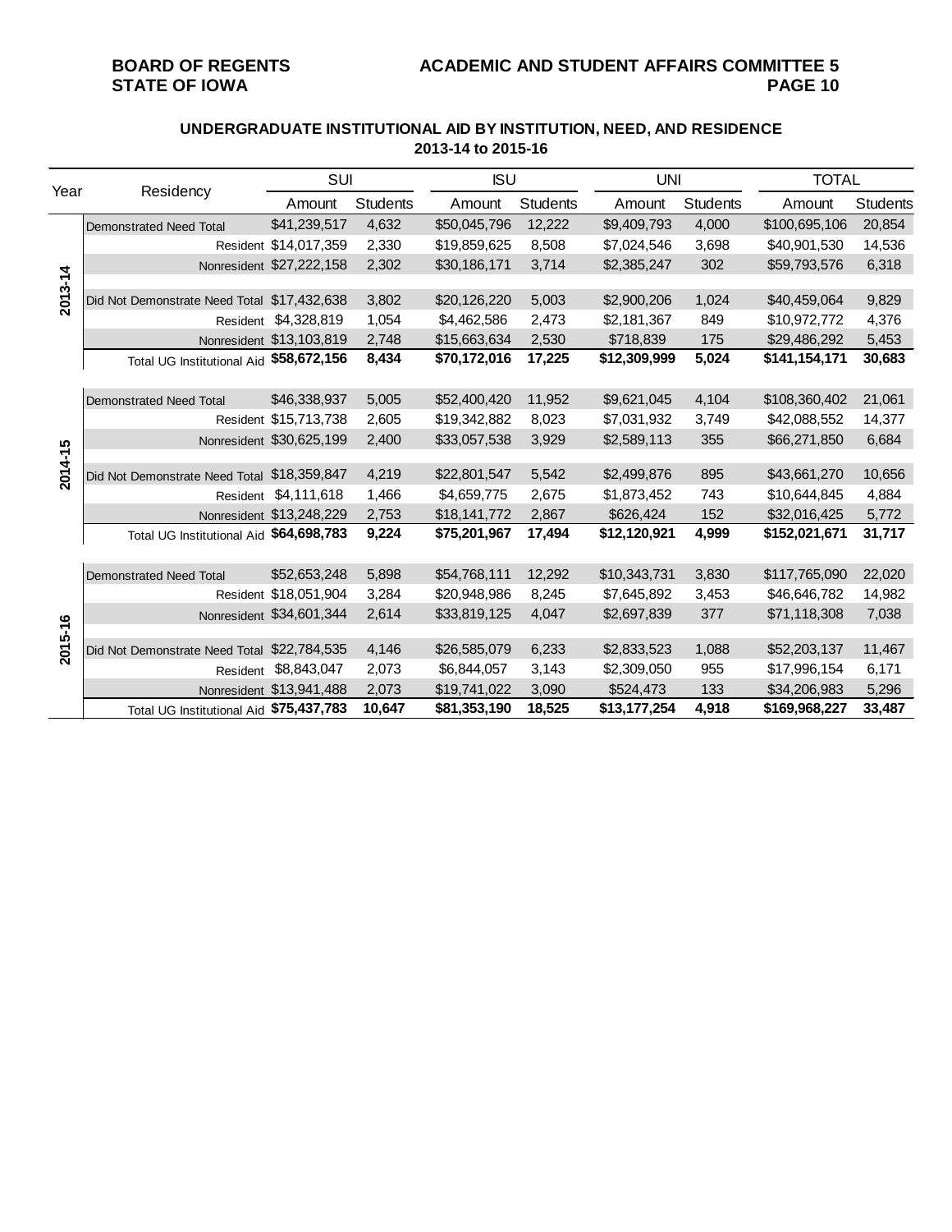**BOARD OF REGENTS**
**STATE OF IOWA**

**ACADEMIC AND STUDENT AFFAIRS COMMITTEE 5**

## UNDERGRADUATE INSTITUTIONAL AID BY INSTITUTION, NEED, AND RESIDENCE
### 2013-14 to 2015-16

| Year | Residency | SUI | | ISU | | UNI | | TOTAL | |
|---|---|---|---|---|---|---|---|---|---|
| | | Amount | Students | Amount | Students | Amount | Students | Amount | Students |
| 2013-14 | Demonstrated Need Total | $41,239,517 | 4,632 | $50,045,796 | 12,222 | $9,409,793 | 4,000 | $100,695,106 | 20,854 |
| | Resident | $14,017,359 | 2,330 | $19,859,625 | 8,508 | $7,024,546 | 3,698 | $40,901,530 | 14,536 |
| | Nonresident | $27,222,158 | 2,302 | $30,186,171 | 3,714 | $2,385,247 | 302 | $59,793,576 | 6,318 |
| | Did Not Demonstrate Need Total | $17,432,638 | 3,802 | $20,126,220 | 5,003 | $2,900,206 | 1,024 | $40,459,064 | 9,829 |
| | Resident | $4,328,819 | 1,054 | $4,462,586 | 2,473 | $2,181,367 | 849 | $10,972,772 | 4,376 |
| | Nonresident | $13,103,819 | 2,748 | $15,663,634 | 2,530 | $718,839 | 175 | $29,486,292 | 5,453 |
| | Total UG Institutional Aid | **$58,672,156** | **8,434** | **$70,172,016** | **17,225** | **$12,309,999** | **5,024** | **$141,154,171** | **30,683** |
| 2014-15 | Demonstrated Need Total | $46,338,937 | 5,005 | $52,400,420 | 11,952 | $9,621,045 | 4,104 | $108,360,402 | 21,061 |
| | Resident | $15,713,738 | 2,605 | $19,342,882 | 8,023 | $7,031,932 | 3,749 | $42,088,552 | 14,377 |
| | Nonresident | $30,625,199 | 2,400 | $33,057,538 | 3,929 | $2,589,113 | 355 | $66,271,850 | 6,684 |
| | Did Not Demonstrate Need Total | $18,359,847 | 4,219 | $22,801,547 | 5,542 | $2,499,876 | 895 | $43,661,270 | 10,656 |
| | Resident | $4,111,618 | 1,466 | $4,659,775 | 2,675 | $1,873,452 | 743 | $10,644,845 | 4,884 |
| | Nonresident | $13,248,229 | 2,753 | $18,141,772 | 2,867 | $626,424 | 152 | $32,016,425 | 5,772 |
| | Total UG Institutional Aid | **$64,698,783** | **9,224** | **$75,201,967** | **17,494** | **$12,120,921** | **4,999** | **$152,021,671** | **31,717** |
| 2015-16 | Demonstrated Need Total | $52,653,248 | 5,898 | $54,768,111 | 12,292 | $10,343,731 | 3,830 | $117,765,090 | 22,020 |
| | Resident | $18,051,904 | 3,284 | $20,948,986 | 8,245 | $7,645,892 | 3,453 | $46,646,782 | 14,982 |
| | Nonresident | $34,601,344 | 2,614 | $33,819,125 | 4,047 | $2,697,839 | 377 | $71,118,308 | 7,038 |
| | Did Not Demonstrate Need Total | $22,784,535 | 4,146 | $26,585,079 | 6,233 | $2,833,523 | 1,088 | $52,203,137 | 11,467 |
| | Resident | $8,843,047 | 2,073 | $6,844,057 | 3,143 | $2,309,050 | 955 | $17,996,154 | 6,171 |
| | Nonresident | $13,941,488 | 2,073 | $19,741,022 | 3,090 | $524,473 | 133 | $34,206,983 | 5,296 |
| | Total UG Institutional Aid | **$75,437,783** | **10,647** | **$81,353,190** | **18,525** | **$13,177,254** | **4,918** | **$169,968,227** | **33,487** |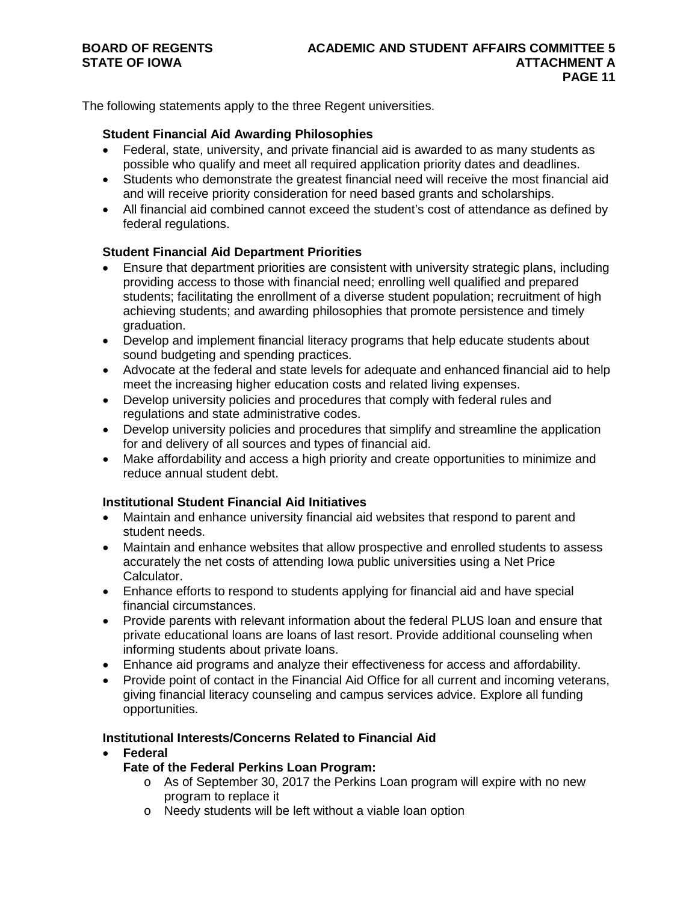The following statements apply to the three Regent universities.

### Student Financial Aid Awarding Philosophies

- Federal, state, university, and private financial aid is awarded to as many students as possible who qualify and meet all required application priority dates and deadlines.
- Students who demonstrate the greatest financial need will receive the most financial aid and will receive priority consideration for need based grants and scholarships.
- All financial aid combined cannot exceed the student's cost of attendance as defined by federal regulations.

### Student Financial Aid Department Priorities

- Ensure that department priorities are consistent with university strategic plans, including providing access to those with financial need; enrolling well qualified and prepared students; facilitating the enrollment of a diverse student population; recruitment of high achieving students; and awarding philosophies that promote persistence and timely graduation.
- Develop and implement financial literacy programs that help educate students about sound budgeting and spending practices.
- Advocate at the federal and state levels for adequate and enhanced financial aid to help meet the increasing higher education costs and related living expenses.
- Develop university policies and procedures that comply with federal rules and regulations and state administrative codes.
- Develop university policies and procedures that simplify and streamline the application for and delivery of all sources and types of financial aid.
- Make affordability and access a high priority and create opportunities to minimize and reduce annual student debt.

### Institutional Student Financial Aid Initiatives

- Maintain and enhance university financial aid websites that respond to parent and student needs.
- Maintain and enhance websites that allow prospective and enrolled students to assess accurately the net costs of attending Iowa public universities using a Net Price Calculator.
- Enhance efforts to respond to students applying for financial aid and have special financial circumstances.
- Provide parents with relevant information about the federal PLUS loan and ensure that private educational loans are loans of last resort. Provide additional counseling when informing students about private loans.
- Enhance aid programs and analyze their effectiveness for access and affordability.
- Provide point of contact in the Financial Aid Office for all current and incoming veterans, giving financial literacy counseling and campus services advice. Explore all funding opportunities.

### Institutional Interests/Concerns Related to Financial Aid

- **Federal**

  **Fate of the Federal Perkins Loan Program:**
  - As of September 30, 2017 the Perkins Loan program will expire with no new program to replace it
  - Needy students will be left without a viable loan option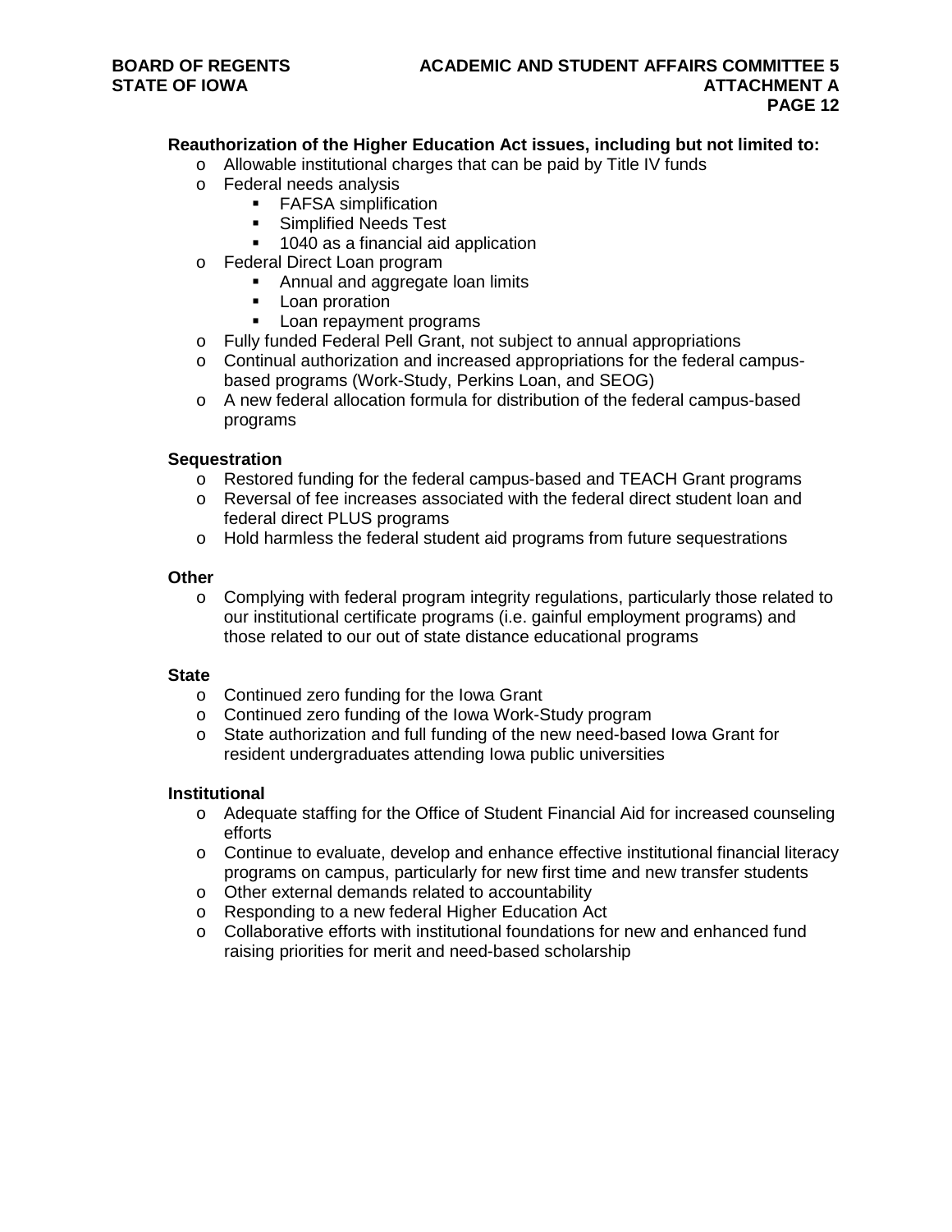**Reauthorization of the Higher Education Act issues, including but not limited to:**

- Allowable institutional charges that can be paid by Title IV funds
- Federal needs analysis
  - FAFSA simplification
  - Simplified Needs Test
  - 1040 as a financial aid application
- Federal Direct Loan program
  - Annual and aggregate loan limits
  - Loan proration
  - Loan repayment programs
- Fully funded Federal Pell Grant, not subject to annual appropriations
- Continual authorization and increased appropriations for the federal campus-based programs (Work-Study, Perkins Loan, and SEOG)
- A new federal allocation formula for distribution of the federal campus-based programs

**Sequestration**

- Restored funding for the federal campus-based and TEACH Grant programs
- Reversal of fee increases associated with the federal direct student loan and federal direct PLUS programs
- Hold harmless the federal student aid programs from future sequestrations

**Other**

- Complying with federal program integrity regulations, particularly those related to our institutional certificate programs (i.e. gainful employment programs) and those related to our out of state distance educational programs

**State**

- Continued zero funding for the Iowa Grant
- Continued zero funding of the Iowa Work-Study program
- State authorization and full funding of the new need-based Iowa Grant for resident undergraduates attending Iowa public universities

**Institutional**

- Adequate staffing for the Office of Student Financial Aid for increased counseling efforts
- Continue to evaluate, develop and enhance effective institutional financial literacy programs on campus, particularly for new first time and new transfer students
- Other external demands related to accountability
- Responding to a new federal Higher Education Act
- Collaborative efforts with institutional foundations for new and enhanced fund raising priorities for merit and need-based scholarship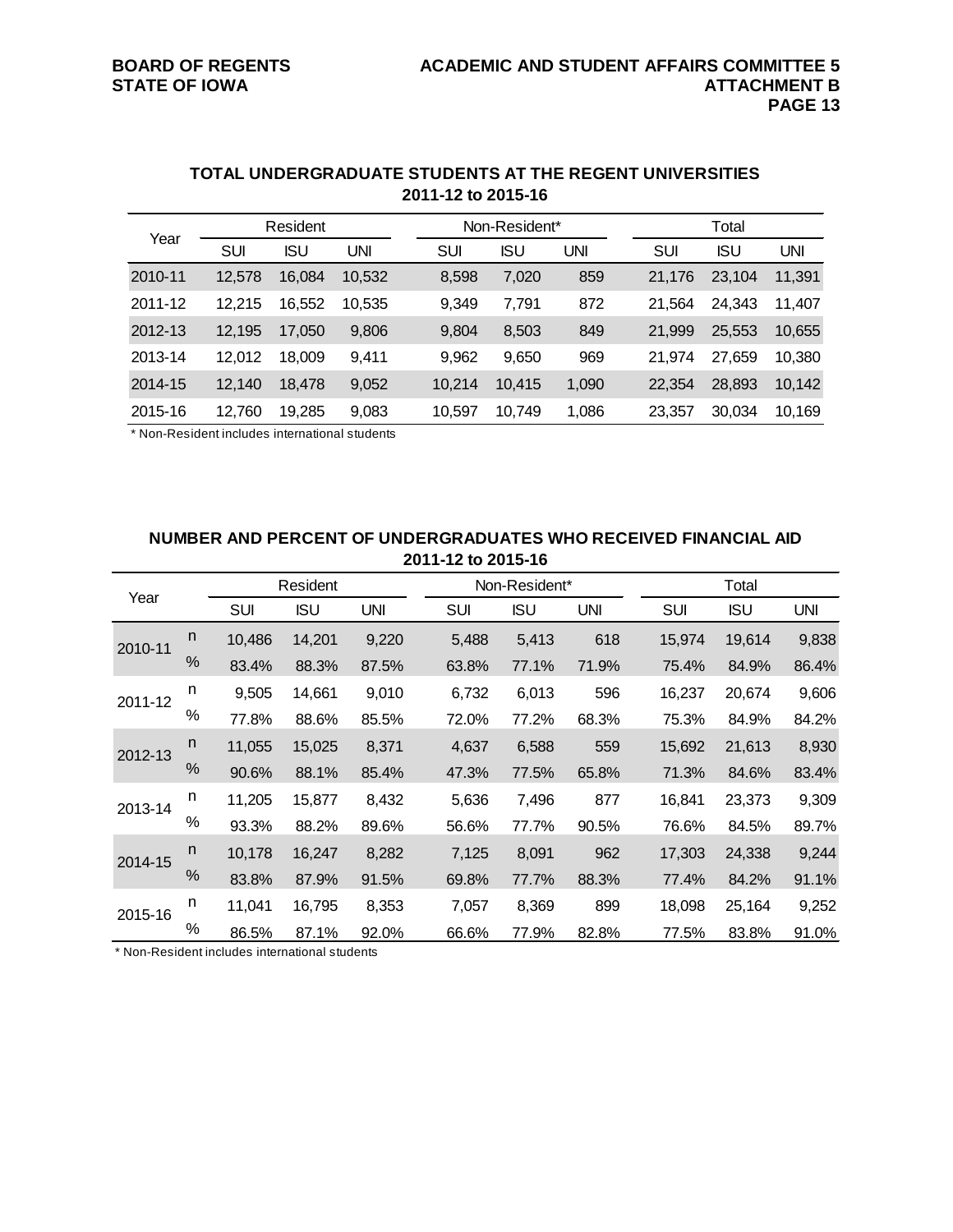## TOTAL UNDERGRADUATE STUDENTS AT THE REGENT UNIVERSITIES
## 2011-12 to 2015-16

| Year | Resident | | | Non-Resident* | | | Total | | |
|---|---|---|---|---|---|---|---|---|---|
| | SUI | ISU | UNI | SUI | ISU | UNI | SUI | ISU | UNI |
| 2010-11 | 12,578 | 16,084 | 10,532 | 8,598 | 7,020 | 859 | 21,176 | 23,104 | 11,391 |
| 2011-12 | 12,215 | 16,552 | 10,535 | 9,349 | 7,791 | 872 | 21,564 | 24,343 | 11,407 |
| 2012-13 | 12,195 | 17,050 | 9,806 | 9,804 | 8,503 | 849 | 21,999 | 25,553 | 10,655 |
| 2013-14 | 12,012 | 18,009 | 9,411 | 9,962 | 9,650 | 969 | 21,974 | 27,659 | 10,380 |
| 2014-15 | 12,140 | 18,478 | 9,052 | 10,214 | 10,415 | 1,090 | 22,354 | 28,893 | 10,142 |
| 2015-16 | 12,760 | 19,285 | 9,083 | 10,597 | 10,749 | 1,086 | 23,357 | 30,034 | 10,169 |

* Non-Resident includes international students

## NUMBER AND PERCENT OF UNDERGRADUATES WHO RECEIVED FINANCIAL AID
## 2011-12 to 2015-16

| Year | | Resident | | | Non-Resident* | | | Total | | |
|---|---|---|---|---|---|---|---|---|---|---|
| | | SUI | ISU | UNI | SUI | ISU | UNI | SUI | ISU | UNI |
| 2010-11 | n | 10,486 | 14,201 | 9,220 | 5,488 | 5,413 | 618 | 15,974 | 19,614 | 9,838 |
| | % | 83.4% | 88.3% | 87.5% | 63.8% | 77.1% | 71.9% | 75.4% | 84.9% | 86.4% |
| 2011-12 | n | 9,505 | 14,661 | 9,010 | 6,732 | 6,013 | 596 | 16,237 | 20,674 | 9,606 |
| | % | 77.8% | 88.6% | 85.5% | 72.0% | 77.2% | 68.3% | 75.3% | 84.9% | 84.2% |
| 2012-13 | n | 11,055 | 15,025 | 8,371 | 4,637 | 6,588 | 559 | 15,692 | 21,613 | 8,930 |
| | % | 90.6% | 88.1% | 85.4% | 47.3% | 77.5% | 65.8% | 71.3% | 84.6% | 83.4% |
| 2013-14 | n | 11,205 | 15,877 | 8,432 | 5,636 | 7,496 | 877 | 16,841 | 23,373 | 9,309 |
| | % | 93.3% | 88.2% | 89.6% | 56.6% | 77.7% | 90.5% | 76.6% | 84.5% | 89.7% |
| 2014-15 | n | 10,178 | 16,247 | 8,282 | 7,125 | 8,091 | 962 | 17,303 | 24,338 | 9,244 |
| | % | 83.8% | 87.9% | 91.5% | 69.8% | 77.7% | 88.3% | 77.4% | 84.2% | 91.1% |
| 2015-16 | n | 11,041 | 16,795 | 8,353 | 7,057 | 8,369 | 899 | 18,098 | 25,164 | 9,252 |
| | % | 86.5% | 87.1% | 92.0% | 66.6% | 77.9% | 82.8% | 77.5% | 83.8% | 91.0% |

* Non-Resident includes international students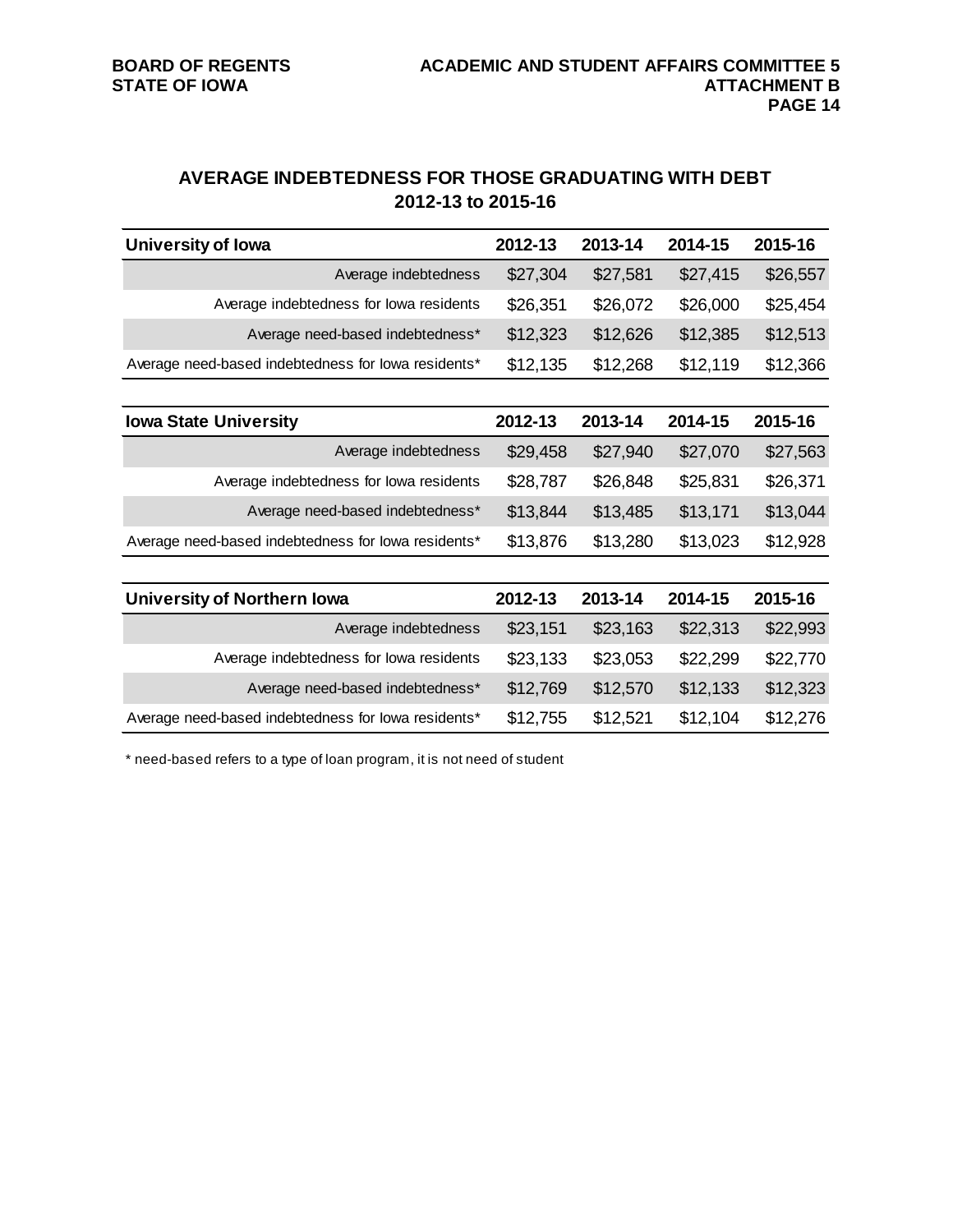## AVERAGE INDEBTEDNESS FOR THOSE GRADUATING WITH DEBT
## 2012-13 to 2015-16

| University of Iowa | 2012-13 | 2013-14 | 2014-15 | 2015-16 |
|---|---|---|---|---|
| Average indebtedness | $27,304 | $27,581 | $27,415 | $26,557 |
| Average indebtedness for Iowa residents | $26,351 | $26,072 | $26,000 | $25,454 |
| Average need-based indebtedness* | $12,323 | $12,626 | $12,385 | $12,513 |
| Average need-based indebtedness for Iowa residents* | $12,135 | $12,268 | $12,119 | $12,366 |

| Iowa State University | 2012-13 | 2013-14 | 2014-15 | 2015-16 |
|---|---|---|---|---|
| Average indebtedness | $29,458 | $27,940 | $27,070 | $27,563 |
| Average indebtedness for Iowa residents | $28,787 | $26,848 | $25,831 | $26,371 |
| Average need-based indebtedness* | $13,844 | $13,485 | $13,171 | $13,044 |
| Average need-based indebtedness for Iowa residents* | $13,876 | $13,280 | $13,023 | $12,928 |

| University of Northern Iowa | 2012-13 | 2013-14 | 2014-15 | 2015-16 |
|---|---|---|---|---|
| Average indebtedness | $23,151 | $23,163 | $22,313 | $22,993 |
| Average indebtedness for Iowa residents | $23,133 | $23,053 | $22,299 | $22,770 |
| Average need-based indebtedness* | $12,769 | $12,570 | $12,133 | $12,323 |
| Average need-based indebtedness for Iowa residents* | $12,755 | $12,521 | $12,104 | $12,276 |

* need-based refers to a type of loan program, it is not need of student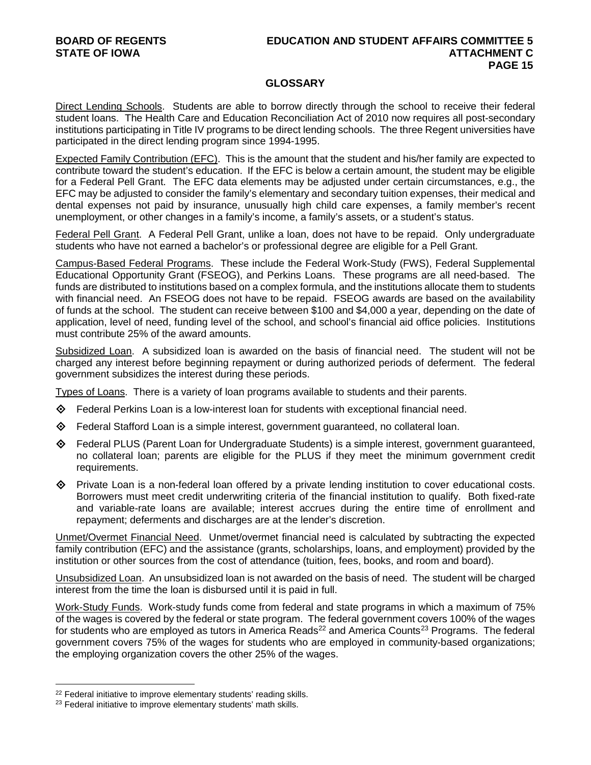## GLOSSARY

Direct Lending Schools. Students are able to borrow directly through the school to receive their federal student loans. The Health Care and Education Reconciliation Act of 2010 now requires all post-secondary institutions participating in Title IV programs to be direct lending schools. The three Regent universities have participated in the direct lending program since 1994-1995.

Expected Family Contribution (EFC). This is the amount that the student and his/her family are expected to contribute toward the student's education. If the EFC is below a certain amount, the student may be eligible for a Federal Pell Grant. The EFC data elements may be adjusted under certain circumstances, e.g., the EFC may be adjusted to consider the family's elementary and secondary tuition expenses, their medical and dental expenses not paid by insurance, unusually high child care expenses, a family member's recent unemployment, or other changes in a family's income, a family's assets, or a student's status.

Federal Pell Grant. A Federal Pell Grant, unlike a loan, does not have to be repaid. Only undergraduate students who have not earned a bachelor's or professional degree are eligible for a Pell Grant.

Campus-Based Federal Programs. These include the Federal Work-Study (FWS), Federal Supplemental Educational Opportunity Grant (FSEOG), and Perkins Loans. These programs are all need-based. The funds are distributed to institutions based on a complex formula, and the institutions allocate them to students with financial need. An FSEOG does not have to be repaid. FSEOG awards are based on the availability of funds at the school. The student can receive between $100 and $4,000 a year, depending on the date of application, level of need, funding level of the school, and school's financial aid office policies. Institutions must contribute 25% of the award amounts.

Subsidized Loan. A subsidized loan is awarded on the basis of financial need. The student will not be charged any interest before beginning repayment or during authorized periods of deferment. The federal government subsidizes the interest during these periods.

Types of Loans. There is a variety of loan programs available to students and their parents.

- Federal Perkins Loan is a low-interest loan for students with exceptional financial need.
- Federal Stafford Loan is a simple interest, government guaranteed, no collateral loan.
- Federal PLUS (Parent Loan for Undergraduate Students) is a simple interest, government guaranteed, no collateral loan; parents are eligible for the PLUS if they meet the minimum government credit requirements.
- Private Loan is a non-federal loan offered by a private lending institution to cover educational costs. Borrowers must meet credit underwriting criteria of the financial institution to qualify. Both fixed-rate and variable-rate loans are available; interest accrues during the entire time of enrollment and repayment; deferments and discharges are at the lender's discretion.

Unmet/Overmet Financial Need. Unmet/overmet financial need is calculated by subtracting the expected family contribution (EFC) and the assistance (grants, scholarships, loans, and employment) provided by the institution or other sources from the cost of attendance (tuition, fees, books, and room and board).

Unsubsidized Loan. An unsubsidized loan is not awarded on the basis of need. The student will be charged interest from the time the loan is disbursed until it is paid in full.

Work-Study Funds. Work-study funds come from federal and state programs in which a maximum of 75% of the wages is covered by the federal or state program. The federal government covers 100% of the wages for students who are employed as tutors in America Reads[22] and America Counts[23] Programs. The federal government covers 75% of the wages for students who are employed in community-based organizations; the employing organization covers the other 25% of the wages.

---

[22] Federal initiative to improve elementary students' reading skills.

[23] Federal initiative to improve elementary students' math skills.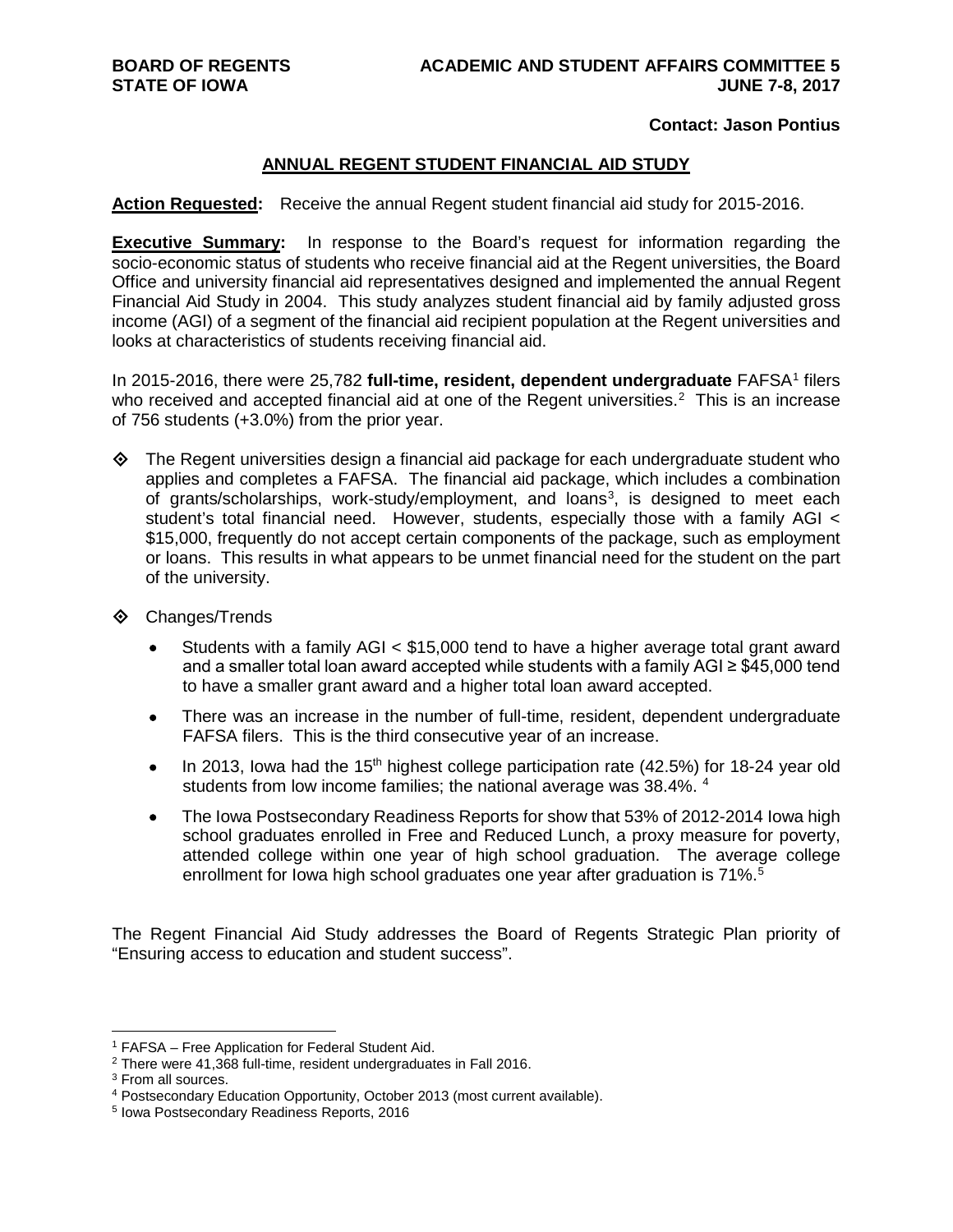**BOARD OF REGENTS** **ACADEMIC AND STUDENT AFFAIRS COMMITTEE 5**
**STATE OF IOWA** **JUNE 7-8, 2017**

**Contact: Jason Pontius**

## ANNUAL REGENT STUDENT FINANCIAL AID STUDY

**Action Requested:** Receive the annual Regent student financial aid study for 2015-2016.

**Executive Summary:** In response to the Board's request for information regarding the socio-economic status of students who receive financial aid at the Regent universities, the Board Office and university financial aid representatives designed and implemented the annual Regent Financial Aid Study in 2004. This study analyzes student financial aid by family adjusted gross income (AGI) of a segment of the financial aid recipient population at the Regent universities and looks at characteristics of students receiving financial aid.

In 2015-2016, there were 25,782 **full-time, resident, dependent undergraduate** FAFSA[1] filers who received and accepted financial aid at one of the Regent universities.[2] This is an increase of 756 students (+3.0%) from the prior year.

- ◈ The Regent universities design a financial aid package for each undergraduate student who applies and completes a FAFSA. The financial aid package, which includes a combination of grants/scholarships, work-study/employment, and loans[3], is designed to meet each student's total financial need. However, students, especially those with a family AGI < \$15,000, frequently do not accept certain components of the package, such as employment or loans. This results in what appears to be unmet financial need for the student on the part of the university.

- ◈ Changes/Trends
  - Students with a family AGI < \$15,000 tend to have a higher average total grant award and a smaller total loan award accepted while students with a family AGI ≥ \$45,000 tend to have a smaller grant award and a higher total loan award accepted.
  - There was an increase in the number of full-time, resident, dependent undergraduate FAFSA filers. This is the third consecutive year of an increase.
  - In 2013, Iowa had the 15th highest college participation rate (42.5%) for 18-24 year old students from low income families; the national average was 38.4%. [4]
  - The Iowa Postsecondary Readiness Reports for show that 53% of 2012-2014 Iowa high school graduates enrolled in Free and Reduced Lunch, a proxy measure for poverty, attended college within one year of high school graduation. The average college enrollment for Iowa high school graduates one year after graduation is 71%.[5]

The Regent Financial Aid Study addresses the Board of Regents Strategic Plan priority of "Ensuring access to education and student success".

---

[1] FAFSA – Free Application for Federal Student Aid.
[2] There were 41,368 full-time, resident undergraduates in Fall 2016.
[3] From all sources.
[4] Postsecondary Education Opportunity, October 2013 (most current available).
[5] Iowa Postsecondary Readiness Reports, 2016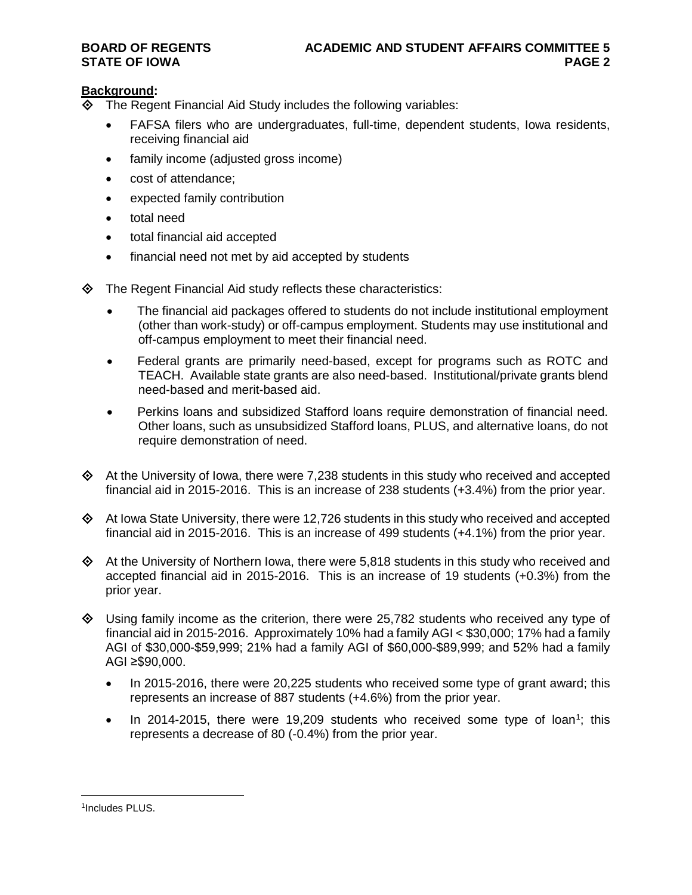**Background:**

- ◇ The Regent Financial Aid Study includes the following variables:
  - FAFSA filers who are undergraduates, full-time, dependent students, Iowa residents, receiving financial aid
  - family income (adjusted gross income)
  - cost of attendance;
  - expected family contribution
  - total need
  - total financial aid accepted
  - financial need not met by aid accepted by students

- ◇ The Regent Financial Aid study reflects these characteristics:
  - The financial aid packages offered to students do not include institutional employment (other than work-study) or off-campus employment. Students may use institutional and off-campus employment to meet their financial need.
  - Federal grants are primarily need-based, except for programs such as ROTC and TEACH. Available state grants are also need-based. Institutional/private grants blend need-based and merit-based aid.
  - Perkins loans and subsidized Stafford loans require demonstration of financial need. Other loans, such as unsubsidized Stafford loans, PLUS, and alternative loans, do not require demonstration of need.

- ◇ At the University of Iowa, there were 7,238 students in this study who received and accepted financial aid in 2015-2016. This is an increase of 238 students (+3.4%) from the prior year.

- ◇ At Iowa State University, there were 12,726 students in this study who received and accepted financial aid in 2015-2016. This is an increase of 499 students (+4.1%) from the prior year.

- ◇ At the University of Northern Iowa, there were 5,818 students in this study who received and accepted financial aid in 2015-2016. This is an increase of 19 students (+0.3%) from the prior year.

- ◇ Using family income as the criterion, there were 25,782 students who received any type of financial aid in 2015-2016. Approximately 10% had a family AGI < \$30,000; 17% had a family AGI of \$30,000-\$59,999; 21% had a family AGI of \$60,000-\$89,999; and 52% had a family AGI ≥\$90,000.
  - In 2015-2016, there were 20,225 students who received some type of grant award; this represents an increase of 887 students (+4.6%) from the prior year.
  - In 2014-2015, there were 19,209 students who received some type of loan[1]; this represents a decrease of 80 (-0.4%) from the prior year.

---

[1]Includes PLUS.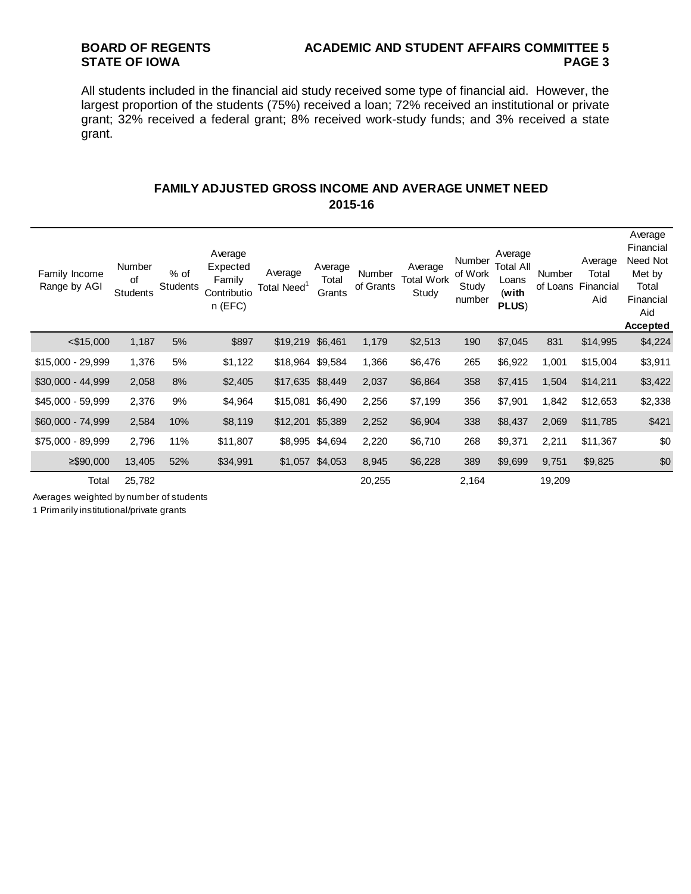All students included in the financial aid study received some type of financial aid. However, the largest proportion of the students (75%) received a loan; 72% received an institutional or private grant; 32% received a federal grant; 8% received work-study funds; and 3% received a state grant.

## FAMILY ADJUSTED GROSS INCOME AND AVERAGE UNMET NEED 2015-16

| Family Income Range by AGI | Number of Students | % of Students | Average Expected Family Contribution (EFC) | Average Total Need[1] | Average Total Grants | Number of Grants | Average Total Work Study | Number of Work Study number | Average Total All Loans (**with PLUS**) | Number of Loans | Average Total Financial Aid | Average Financial Need Not Met by Total Financial Aid **Accepted** |
|---|---|---|---|---|---|---|---|---|---|---|---|---|
| <$15,000 | 1,187 | 5% | $897 | $19,219 | $6,461 | 1,179 | $2,513 | 190 | $7,045 | 831 | $14,995 | $4,224 |
| $15,000 - 29,999 | 1,376 | 5% | $1,122 | $18,964 | $9,584 | 1,366 | $6,476 | 265 | $6,922 | 1,001 | $15,004 | $3,911 |
| $30,000 - 44,999 | 2,058 | 8% | $2,405 | $17,635 | $8,449 | 2,037 | $6,864 | 358 | $7,415 | 1,504 | $14,211 | $3,422 |
| $45,000 - 59,999 | 2,376 | 9% | $4,964 | $15,081 | $6,490 | 2,256 | $7,199 | 356 | $7,901 | 1,842 | $12,653 | $2,338 |
| $60,000 - 74,999 | 2,584 | 10% | $8,119 | $12,201 | $5,389 | 2,252 | $6,904 | 338 | $8,437 | 2,069 | $11,785 | $421 |
| $75,000 - 89,999 | 2,796 | 11% | $11,807 | $8,995 | $4,694 | 2,220 | $6,710 | 268 | $9,371 | 2,211 | $11,367 | $0 |
| ≥$90,000 | 13,405 | 52% | $34,991 | $1,057 | $4,053 | 8,945 | $6,228 | 389 | $9,699 | 9,751 | $9,825 | $0 |
| Total | 25,782 | | | | | 20,255 | | 2,164 | | 19,209 | | |

Averages weighted by number of students

1 Primarily institutional/private grants